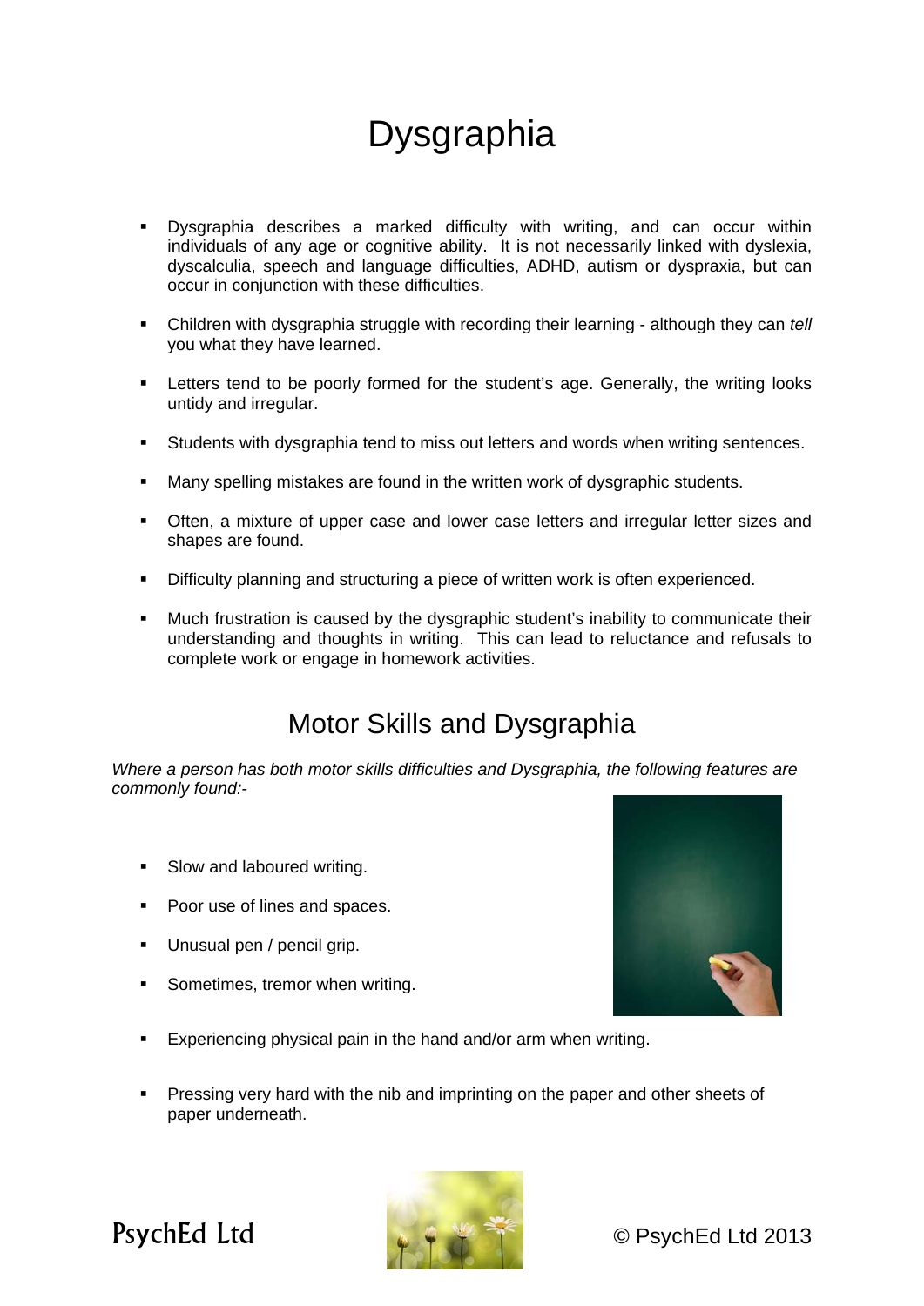# Dysgraphia

- Dysgraphia describes a marked difficulty with writing, and can occur within individuals of any age or cognitive ability. It is not necessarily linked with dyslexia, dyscalculia, speech and language difficulties, ADHD, autism or dyspraxia, but can occur in conjunction with these difficulties.

- Children with dysgraphia struggle with recording their learning - although they can *tell* you what they have learned.

- Letters tend to be poorly formed for the student's age. Generally, the writing looks untidy and irregular.

- Students with dysgraphia tend to miss out letters and words when writing sentences.

- Many spelling mistakes are found in the written work of dysgraphic students.

- Often, a mixture of upper case and lower case letters and irregular letter sizes and shapes are found.

- Difficulty planning and structuring a piece of written work is often experienced.

- Much frustration is caused by the dysgraphic student's inability to communicate their understanding and thoughts in writing. This can lead to reluctance and refusals to complete work or engage in homework activities.

## Motor Skills and Dysgraphia

*Where a person has both motor skills difficulties and Dysgraphia, the following features are commonly found:-*

- Slow and laboured writing.

- Poor use of lines and spaces.

- Unusual pen / pencil grip.

- Sometimes, tremor when writing.

- Experiencing physical pain in the hand and/or arm when writing.

- Pressing very hard with the nib and imprinting on the paper and other sheets of paper underneath.

PsychEd Ltd

© PsychEd Ltd 2013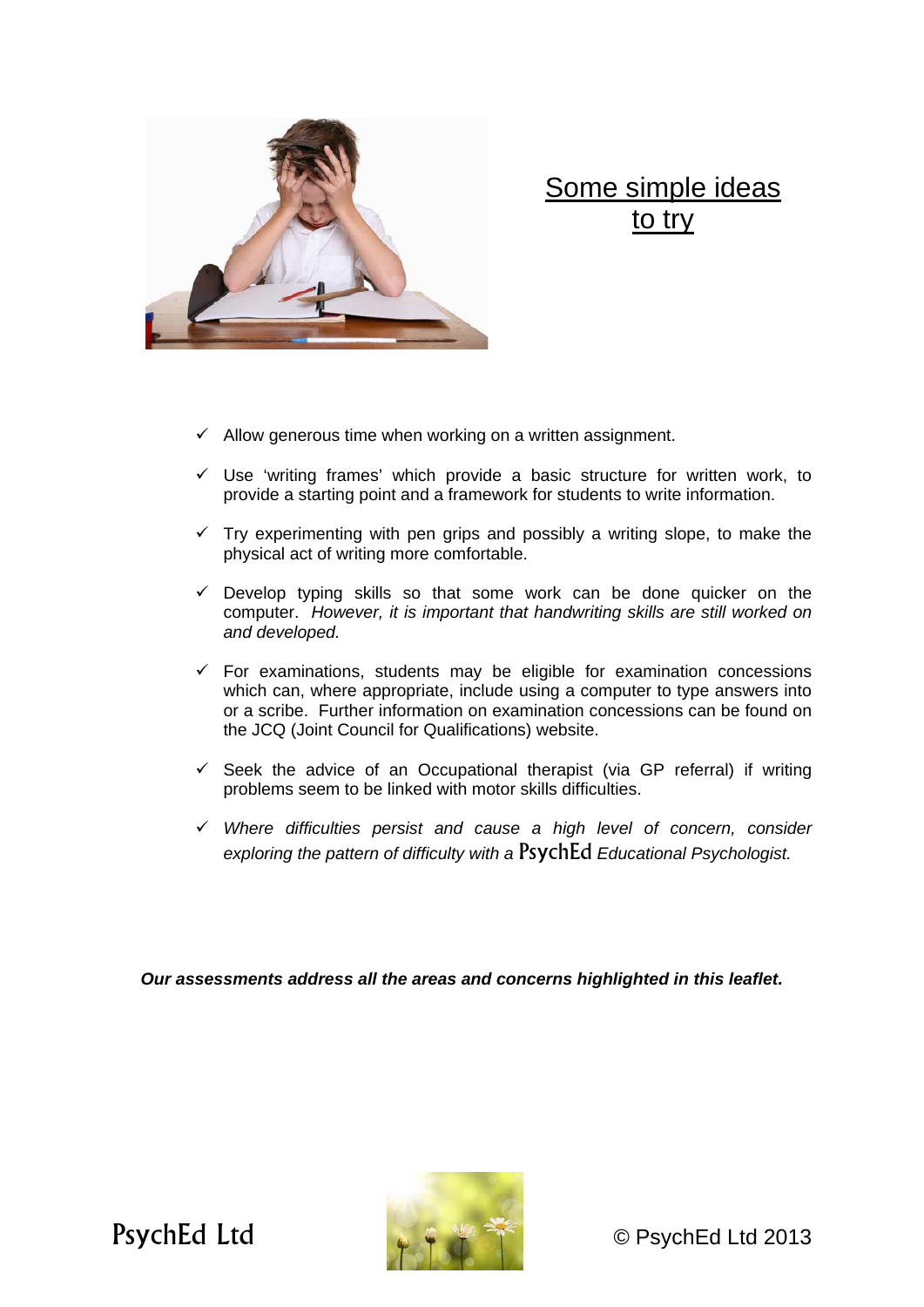## Some simple ideas to try

- ✓ Allow generous time when working on a written assignment.
- ✓ Use 'writing frames' which provide a basic structure for written work, to provide a starting point and a framework for students to write information.
- ✓ Try experimenting with pen grips and possibly a writing slope, to make the physical act of writing more comfortable.
- ✓ Develop typing skills so that some work can be done quicker on the computer. *However, it is important that handwriting skills are still worked on and developed.*
- ✓ For examinations, students may be eligible for examination concessions which can, where appropriate, include using a computer to type answers into or a scribe. Further information on examination concessions can be found on the JCQ (Joint Council for Qualifications) website.
- ✓ Seek the advice of an Occupational therapist (via GP referral) if writing problems seem to be linked with motor skills difficulties.
- ✓ *Where difficulties persist and cause a high level of concern, consider exploring the pattern of difficulty with a* PsychEd *Educational Psychologist.*

***Our assessments address all the areas and concerns highlighted in this leaflet.***

PsychEd Ltd

© PsychEd Ltd 2013